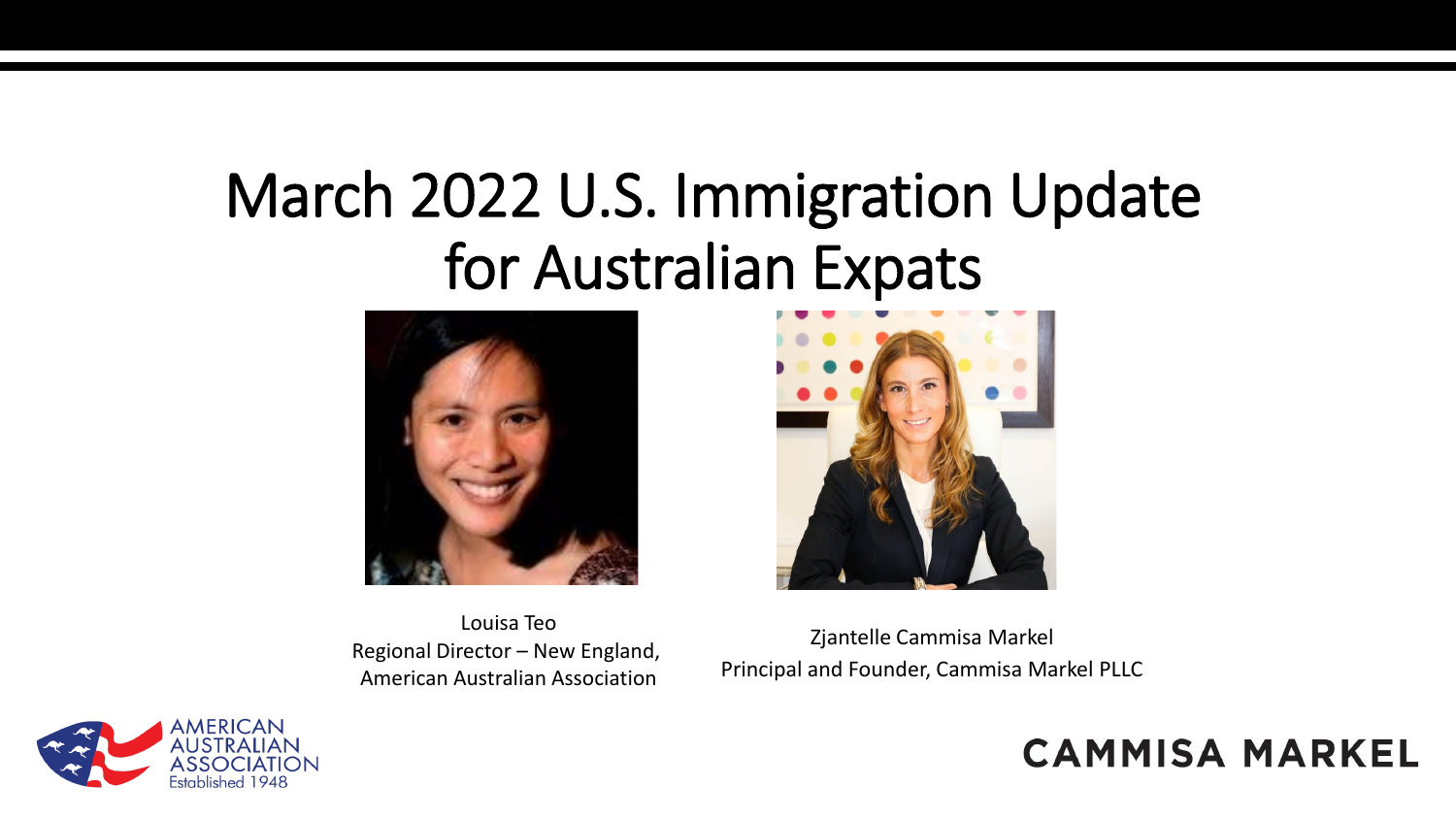# March 2022 U.S. Immigration Update for Australian Expats

Louisa Teo
Regional Director – New England,
American Australian Association

Zjantelle Cammisa Markel
Principal and Founder, Cammisa Markel PLLC

AMERICAN AUSTRALIAN ASSOCIATION
Established 1948

CAMMISA MARKEL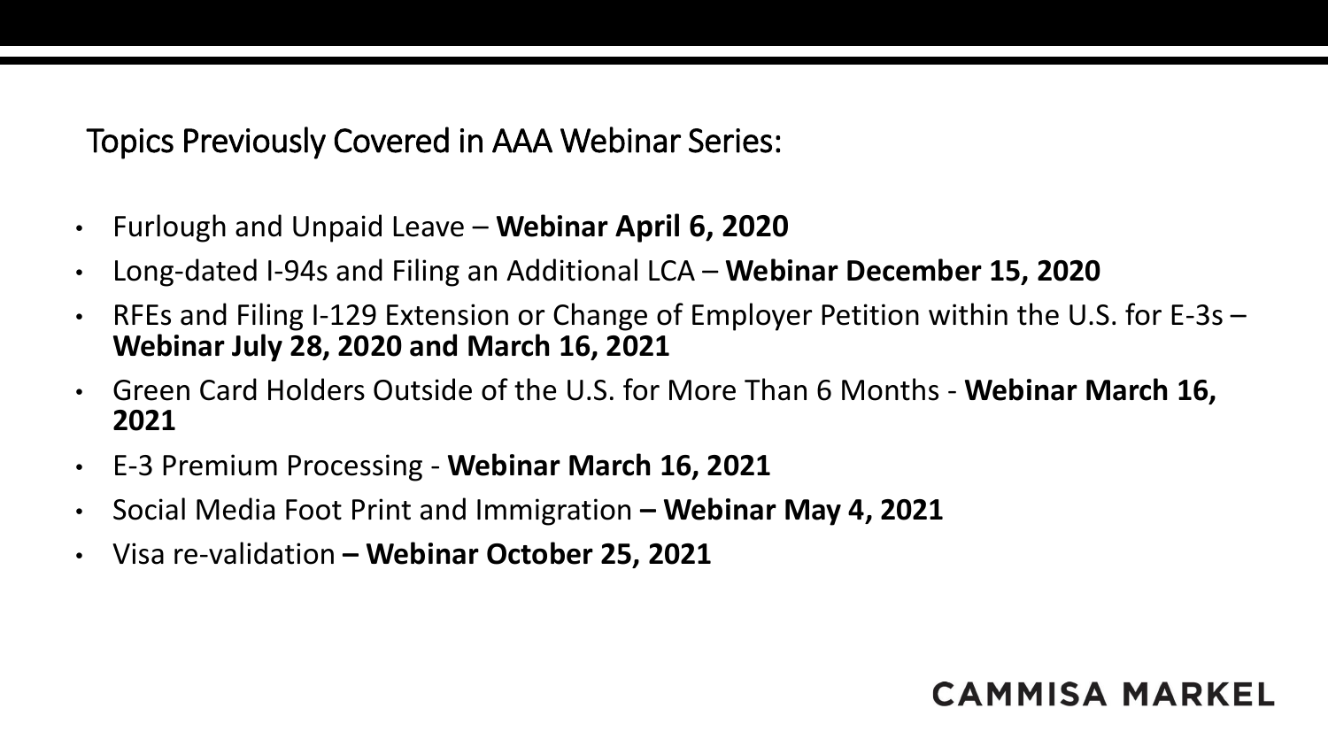## Topics Previously Covered in AAA Webinar Series:

- Furlough and Unpaid Leave – **Webinar April 6, 2020**
- Long-dated I-94s and Filing an Additional LCA – **Webinar December 15, 2020**
- RFEs and Filing I-129 Extension or Change of Employer Petition within the U.S. for E-3s – **Webinar July 28, 2020 and March 16, 2021**
- Green Card Holders Outside of the U.S. for More Than 6 Months - **Webinar March 16, 2021**
- E-3 Premium Processing - **Webinar March 16, 2021**
- Social Media Foot Print and Immigration **– Webinar May 4, 2021**
- Visa re-validation **– Webinar October 25, 2021**

CAMMISA MARKEL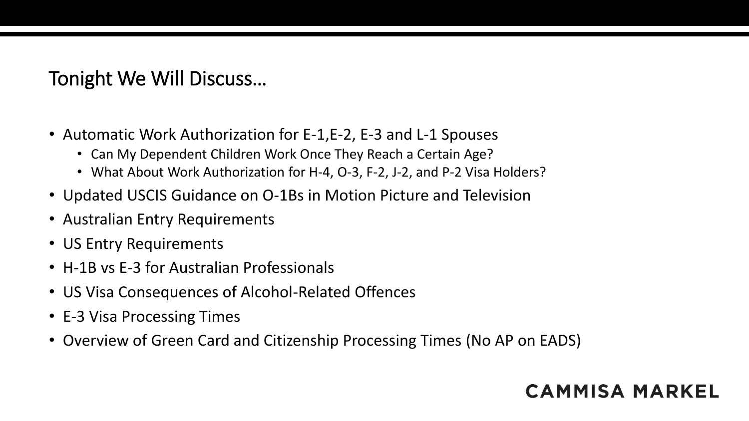# Tonight We Will Discuss…

- Automatic Work Authorization for E-1,E-2, E-3 and L-1 Spouses
  - Can My Dependent Children Work Once They Reach a Certain Age?
  - What About Work Authorization for H-4, O-3, F-2, J-2, and P-2 Visa Holders?
- Updated USCIS Guidance on O-1Bs in Motion Picture and Television
- Australian Entry Requirements
- US Entry Requirements
- H-1B vs E-3 for Australian Professionals
- US Visa Consequences of Alcohol-Related Offences
- E-3 Visa Processing Times
- Overview of Green Card and Citizenship Processing Times (No AP on EADS)

CAMMISA MARKEL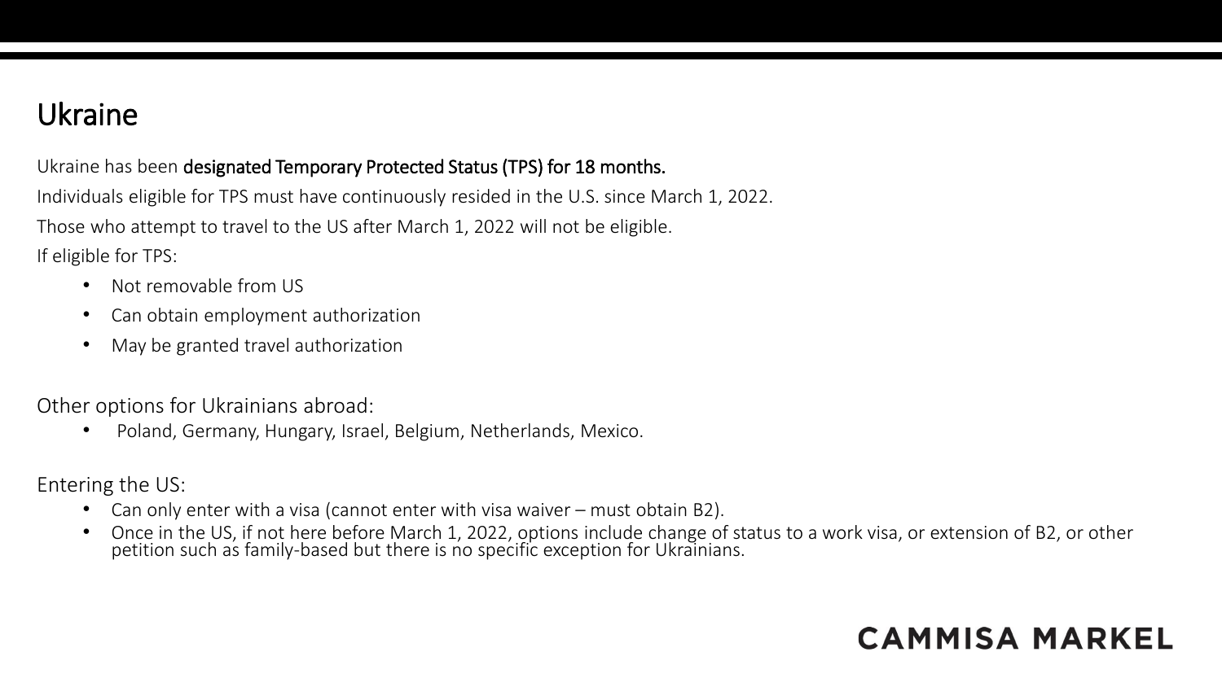# Ukraine

Ukraine has been **designated Temporary Protected Status (TPS) for 18 months.**

Individuals eligible for TPS must have continuously resided in the U.S. since March 1, 2022.

Those who attempt to travel to the US after March 1, 2022 will not be eligible.

If eligible for TPS:

- Not removable from US
- Can obtain employment authorization
- May be granted travel authorization

Other options for Ukrainians abroad:

- Poland, Germany, Hungary, Israel, Belgium, Netherlands, Mexico.

Entering the US:

- Can only enter with a visa (cannot enter with visa waiver – must obtain B2).
- Once in the US, if not here before March 1, 2022, options include change of status to a work visa, or extension of B2, or other petition such as family-based but there is no specific exception for Ukrainians.

CAMMISA MARKEL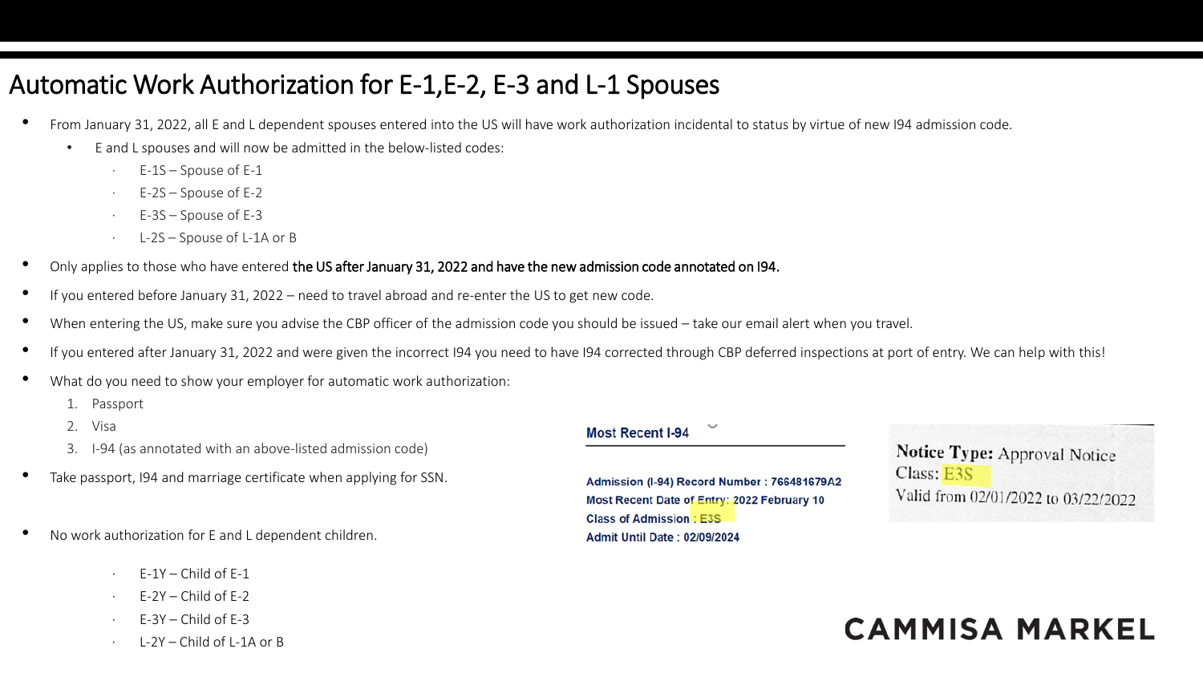# Automatic Work Authorization for E-1,E-2, E-3 and L-1 Spouses

- From January 31, 2022, all E and L dependent spouses entered into the US will have work authorization incidental to status by virtue of new I94 admission code.
  - E and L spouses and will now be admitted in the below-listed codes:
    - E-1S – Spouse of E-1
    - E-2S – Spouse of E-2
    - E-3S – Spouse of E-3
    - L-2S – Spouse of L-1A or B
- Only applies to those who have entered **the US after January 31, 2022 and have the new admission code annotated on I94.**
- If you entered before January 31, 2022 – need to travel abroad and re-enter the US to get new code.
- When entering the US, make sure you advise the CBP officer of the admission code you should be issued – take our email alert when you travel.
- If you entered after January 31, 2022 and were given the incorrect I94 you need to have I94 corrected through CBP deferred inspections at port of entry. We can help with this!
- What do you need to show your employer for automatic work authorization:
  1. Passport
  2. Visa
  3. I-94 (as annotated with an above-listed admission code)
- Take passport, I94 and marriage certificate when applying for SSN.

- No work authorization for E and L dependent children.
  - E-1Y – Child of E-1
  - E-2Y – Child of E-2
  - E-3Y – Child of E-3
  - L-2Y – Child of L-1A or B

**Most Recent I-94**

**Admission (I-94) Record Number : 766481679A2**
**Most Recent Date of Entry: 2022 February 10**
**Class of Admission : E3S**
**Admit Until Date : 02/09/2024**

**Notice Type:** Approval Notice
Class: E3S
Valid from 02/01/2022 to 03/22/2022

CAMMISA MARKEL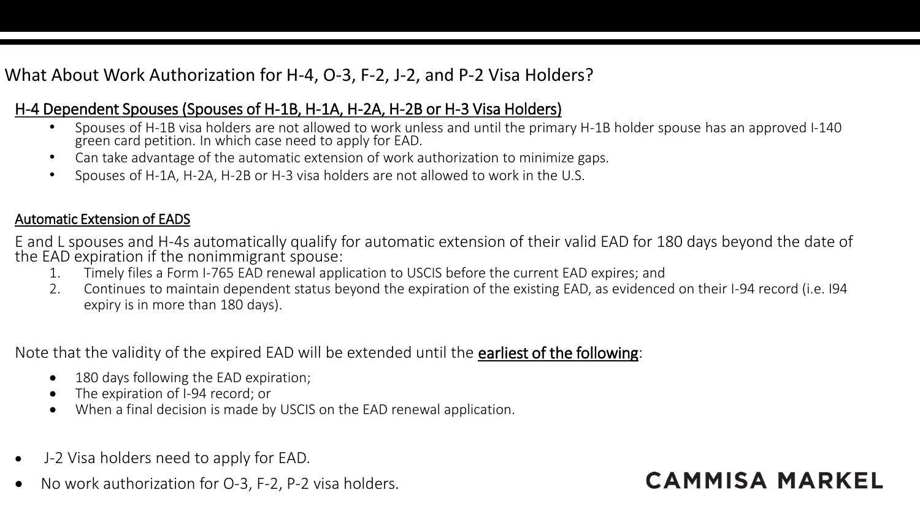# What About Work Authorization for H-4, O-3, F-2, J-2, and P-2 Visa Holders?

## H-4 Dependent Spouses (Spouses of H-1B, H-1A, H-2A, H-2B or H-3 Visa Holders)

- Spouses of H-1B visa holders are not allowed to work unless and until the primary H-1B holder spouse has an approved I-140 green card petition. In which case need to apply for EAD.
- Can take advantage of the automatic extension of work authorization to minimize gaps.
- Spouses of H-1A, H-2A, H-2B or H-3 visa holders are not allowed to work in the U.S.

## Automatic Extension of EADS

E and L spouses and H-4s automatically qualify for automatic extension of their valid EAD for 180 days beyond the date of the EAD expiration if the nonimmigrant spouse:

1. Timely files a Form I-765 EAD renewal application to USCIS before the current EAD expires; and
2. Continues to maintain dependent status beyond the expiration of the existing EAD, as evidenced on their I-94 record (i.e. I94 expiry is in more than 180 days).

Note that the validity of the expired EAD will be extended until the earliest of the following:

- 180 days following the EAD expiration;
- The expiration of I-94 record; or
- When a final decision is made by USCIS on the EAD renewal application.

- J-2 Visa holders need to apply for EAD.
- No work authorization for O-3, F-2, P-2 visa holders.

CAMMISA MARKEL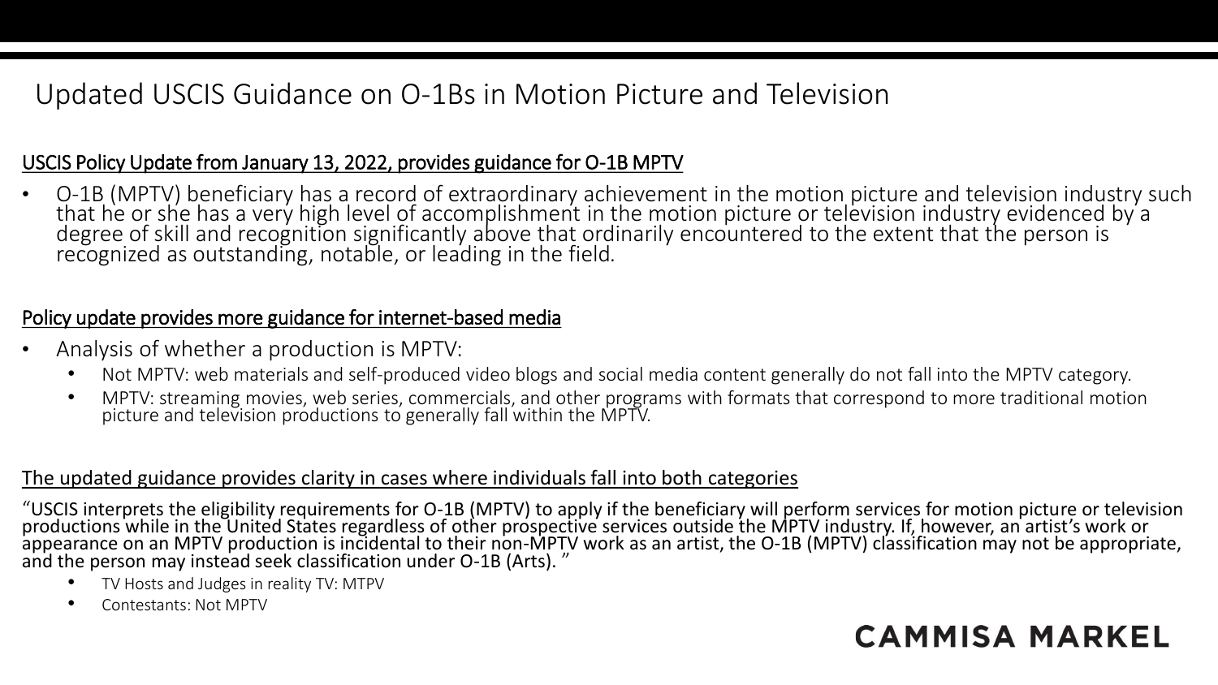# Updated USCIS Guidance on O-1Bs in Motion Picture and Television

<u>USCIS Policy Update from January 13, 2022, provides guidance for O-1B MPTV</u>

- O-1B (MPTV) beneficiary has a record of extraordinary achievement in the motion picture and television industry such that he or she has a very high level of accomplishment in the motion picture or television industry evidenced by a degree of skill and recognition significantly above that ordinarily encountered to the extent that the person is recognized as outstanding, notable, or leading in the field.

<u>Policy update provides more guidance for internet-based media</u>

- Analysis of whether a production is MPTV:
  - Not MPTV: web materials and self-produced video blogs and social media content generally do not fall into the MPTV category.
  - MPTV: streaming movies, web series, commercials, and other programs with formats that correspond to more traditional motion picture and television productions to generally fall within the MPTV.

<u>The updated guidance provides clarity in cases where individuals fall into both categories</u>

"USCIS interprets the eligibility requirements for O-1B (MPTV) to apply if the beneficiary will perform services for motion picture or television productions while in the United States regardless of other prospective services outside the MPTV industry. If, however, an artist's work or appearance on an MPTV production is incidental to their non-MPTV work as an artist, the O-1B (MPTV) classification may not be appropriate, and the person may instead seek classification under O-1B (Arts). "

- TV Hosts and Judges in reality TV: MTPV
- Contestants: Not MPTV

CAMMISA MARKEL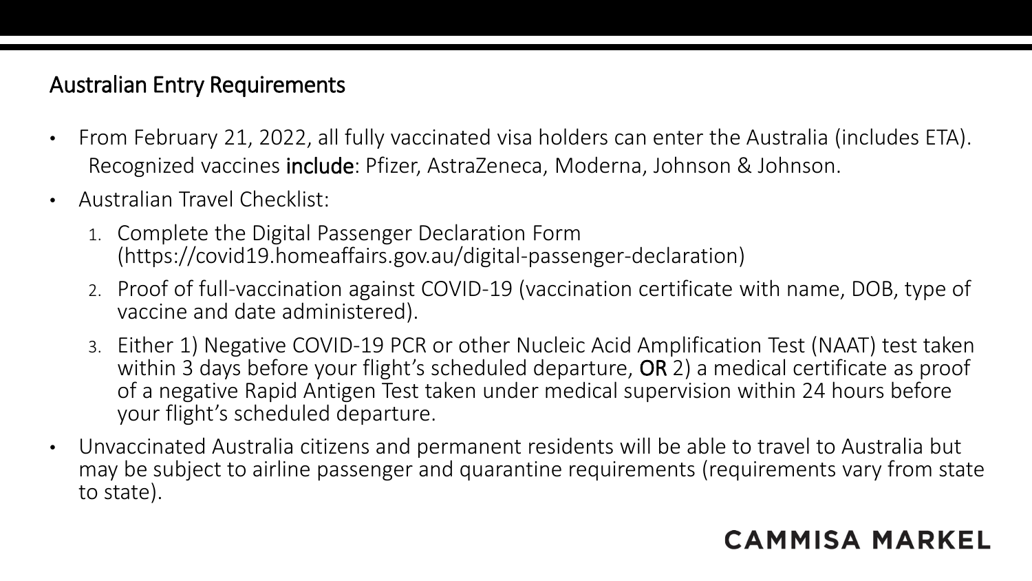## Australian Entry Requirements

- From February 21, 2022, all fully vaccinated visa holders can enter the Australia (includes ETA). Recognized vaccines **include**: Pfizer, AstraZeneca, Moderna, Johnson & Johnson.
- Australian Travel Checklist:
  1. Complete the Digital Passenger Declaration Form (https://covid19.homeaffairs.gov.au/digital-passenger-declaration)
  2. Proof of full-vaccination against COVID-19 (vaccination certificate with name, DOB, type of vaccine and date administered).
  3. Either 1) Negative COVID-19 PCR or other Nucleic Acid Amplification Test (NAAT) test taken within 3 days before your flight's scheduled departure, **OR** 2) a medical certificate as proof of a negative Rapid Antigen Test taken under medical supervision within 24 hours before your flight's scheduled departure.
- Unvaccinated Australia citizens and permanent residents will be able to travel to Australia but may be subject to airline passenger and quarantine requirements (requirements vary from state to state).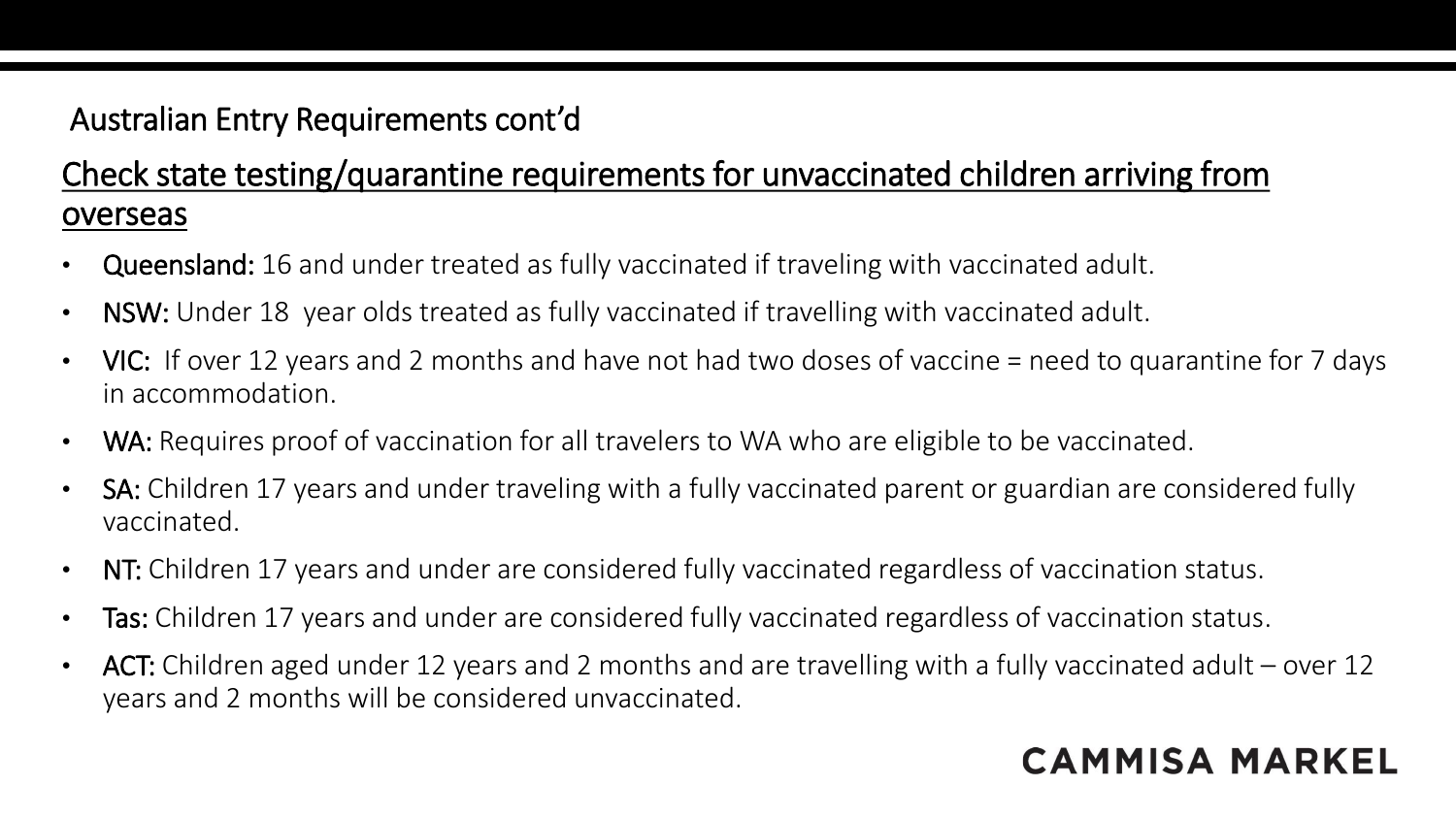## Australian Entry Requirements cont'd

### Check state testing/quarantine requirements for unvaccinated children arriving from overseas

- **Queensland:** 16 and under treated as fully vaccinated if traveling with vaccinated adult.
- **NSW:** Under 18 year olds treated as fully vaccinated if travelling with vaccinated adult.
- **VIC:** If over 12 years and 2 months and have not had two doses of vaccine = need to quarantine for 7 days in accommodation.
- **WA:** Requires proof of vaccination for all travelers to WA who are eligible to be vaccinated.
- **SA:** Children 17 years and under traveling with a fully vaccinated parent or guardian are considered fully vaccinated.
- **NT:** Children 17 years and under are considered fully vaccinated regardless of vaccination status.
- **Tas:** Children 17 years and under are considered fully vaccinated regardless of vaccination status.
- **ACT:** Children aged under 12 years and 2 months and are travelling with a fully vaccinated adult – over 12 years and 2 months will be considered unvaccinated.

CAMMISA MARKEL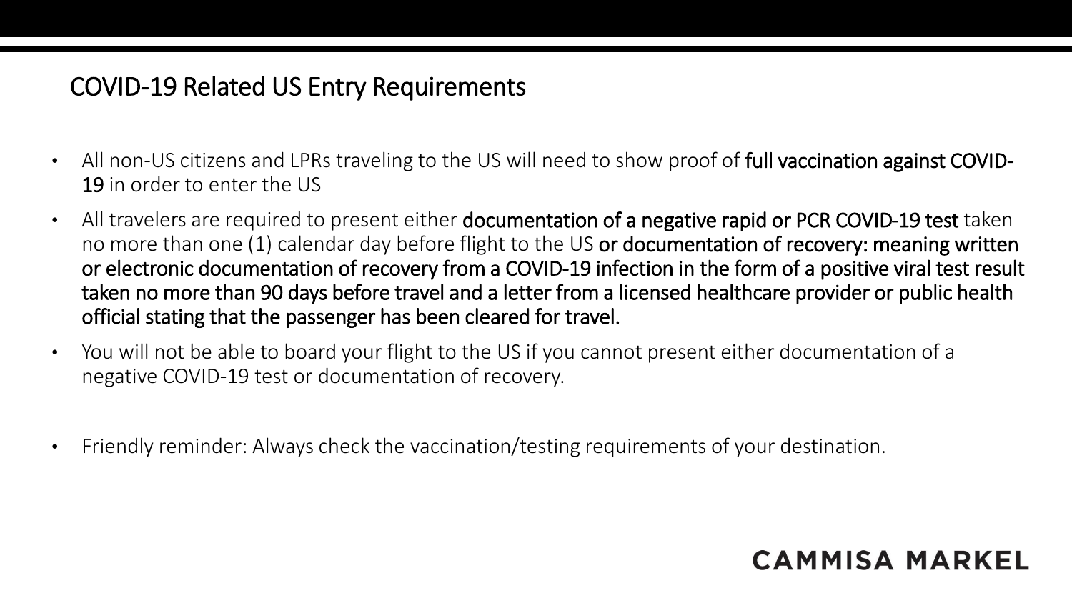## COVID-19 Related US Entry Requirements

- All non-US citizens and LPRs traveling to the US will need to show proof of **full vaccination against COVID-19** in order to enter the US
- All travelers are required to present either **documentation of a negative rapid or PCR COVID-19 test** taken no more than one (1) calendar day before flight to the US **or documentation of recovery: meaning written or electronic documentation of recovery from a COVID-19 infection in the form of a positive viral test result taken no more than 90 days before travel and a letter from a licensed healthcare provider or public health official stating that the passenger has been cleared for travel**.
- You will not be able to board your flight to the US if you cannot present either documentation of a negative COVID-19 test or documentation of recovery.
- Friendly reminder: Always check the vaccination/testing requirements of your destination.

CAMMISA MARKEL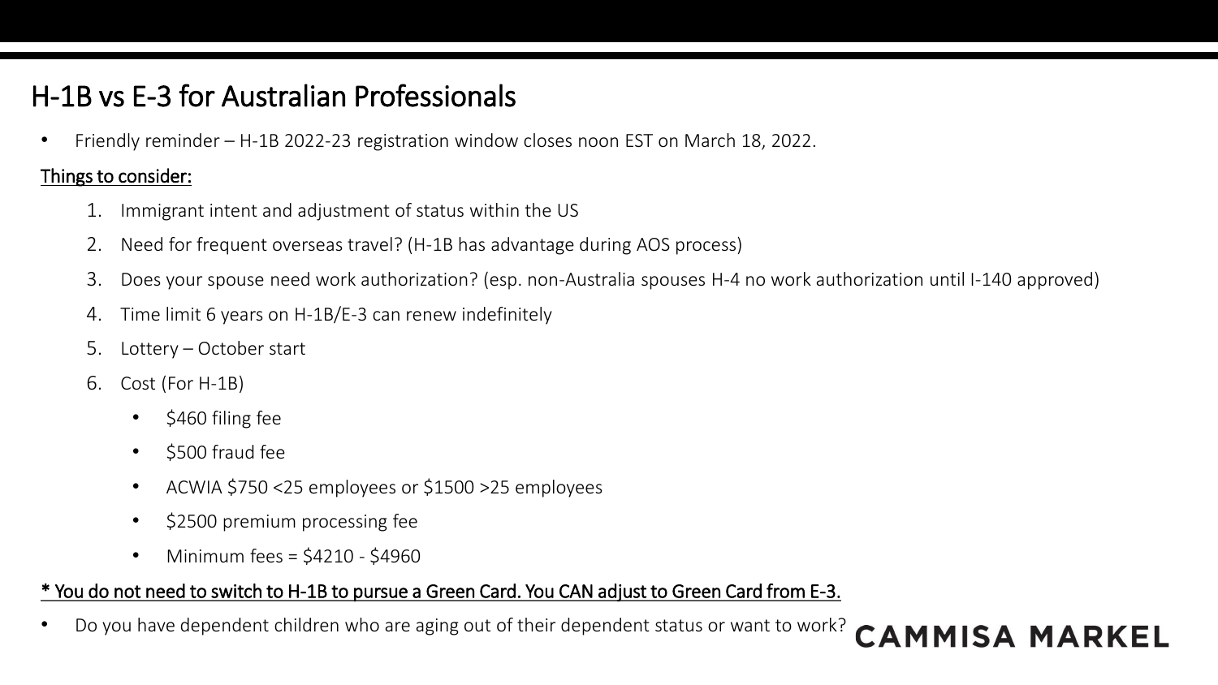# H-1B vs E-3 for Australian Professionals

- Friendly reminder – H-1B 2022-23 registration window closes noon EST on March 18, 2022.

<u>Things to consider:</u>

1. Immigrant intent and adjustment of status within the US
2. Need for frequent overseas travel? (H-1B has advantage during AOS process)
3. Does your spouse need work authorization? (esp. non-Australia spouses H-4 no work authorization until I-140 approved)
4. Time limit 6 years on H-1B/E-3 can renew indefinitely
5. Lottery – October start
6. Cost (For H-1B)
   - $460 filing fee
   - $500 fraud fee
   - ACWIA $750 <25 employees or $1500 >25 employees
   - $2500 premium processing fee
   - Minimum fees = $4210 - $4960

<u>* You do not need to switch to H-1B to pursue a Green Card. You CAN adjust to Green Card from E-3.</u>

- Do you have dependent children who are aging out of their dependent status or want to work?

CAMMISA MARKEL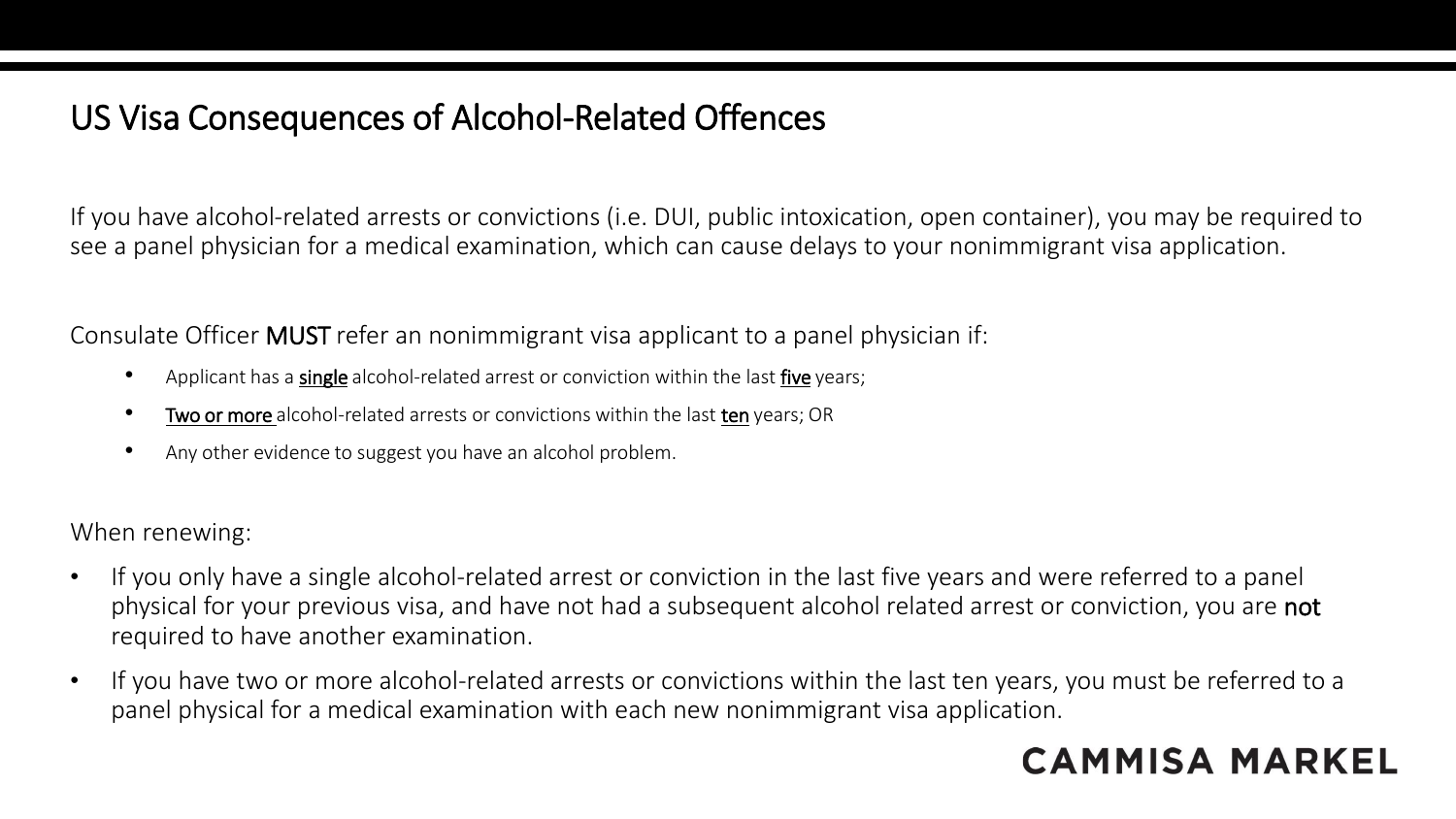# US Visa Consequences of Alcohol-Related Offences

If you have alcohol-related arrests or convictions (i.e. DUI, public intoxication, open container), you may be required to see a panel physician for a medical examination, which can cause delays to your nonimmigrant visa application.

Consulate Officer **MUST** refer an nonimmigrant visa applicant to a panel physician if:

- Applicant has a <u>single</u> alcohol-related arrest or conviction within the last <u>five</u> years;
- <u>Two or more</u> alcohol-related arrests or convictions within the last <u>ten</u> years; OR
- Any other evidence to suggest you have an alcohol problem.

When renewing:

- If you only have a single alcohol-related arrest or conviction in the last five years and were referred to a panel physical for your previous visa, and have not had a subsequent alcohol related arrest or conviction, you are **not** required to have another examination.
- If you have two or more alcohol-related arrests or convictions within the last ten years, you must be referred to a panel physical for a medical examination with each new nonimmigrant visa application.

CAMMISA MARKEL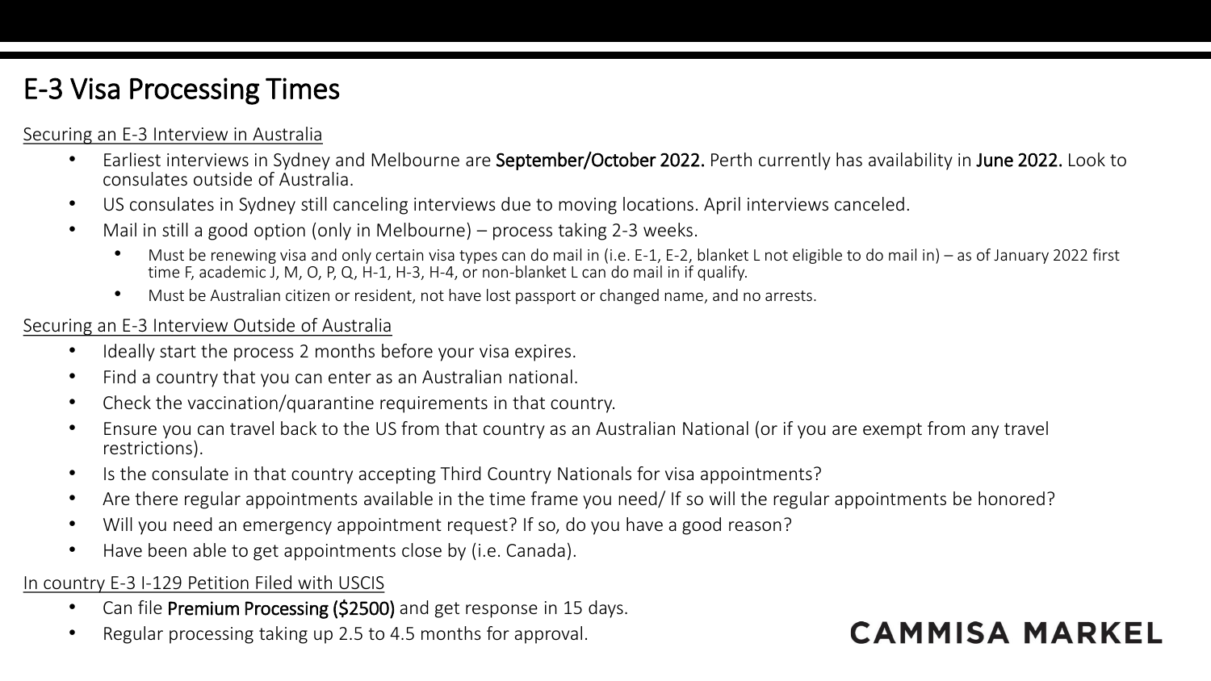# E-3 Visa Processing Times

Securing an E-3 Interview in Australia

- Earliest interviews in Sydney and Melbourne are **September/October 2022.** Perth currently has availability in **June 2022.** Look to consulates outside of Australia.
- US consulates in Sydney still canceling interviews due to moving locations. April interviews canceled.
- Mail in still a good option (only in Melbourne) – process taking 2-3 weeks.
  - Must be renewing visa and only certain visa types can do mail in (i.e. E-1, E-2, blanket L not eligible to do mail in) – as of January 2022 first time F, academic J, M, O, P, Q, H-1, H-3, H-4, or non-blanket L can do mail in if qualify.
  - Must be Australian citizen or resident, not have lost passport or changed name, and no arrests.

Securing an E-3 Interview Outside of Australia

- Ideally start the process 2 months before your visa expires.
- Find a country that you can enter as an Australian national.
- Check the vaccination/quarantine requirements in that country.
- Ensure you can travel back to the US from that country as an Australian National (or if you are exempt from any travel restrictions).
- Is the consulate in that country accepting Third Country Nationals for visa appointments?
- Are there regular appointments available in the time frame you need/ If so will the regular appointments be honored?
- Will you need an emergency appointment request? If so, do you have a good reason?
- Have been able to get appointments close by (i.e. Canada).

In country E-3 I-129 Petition Filed with USCIS

- Can file **Premium Processing ($2500)** and get response in 15 days.
- Regular processing taking up 2.5 to 4.5 months for approval.

CAMMISA MARKEL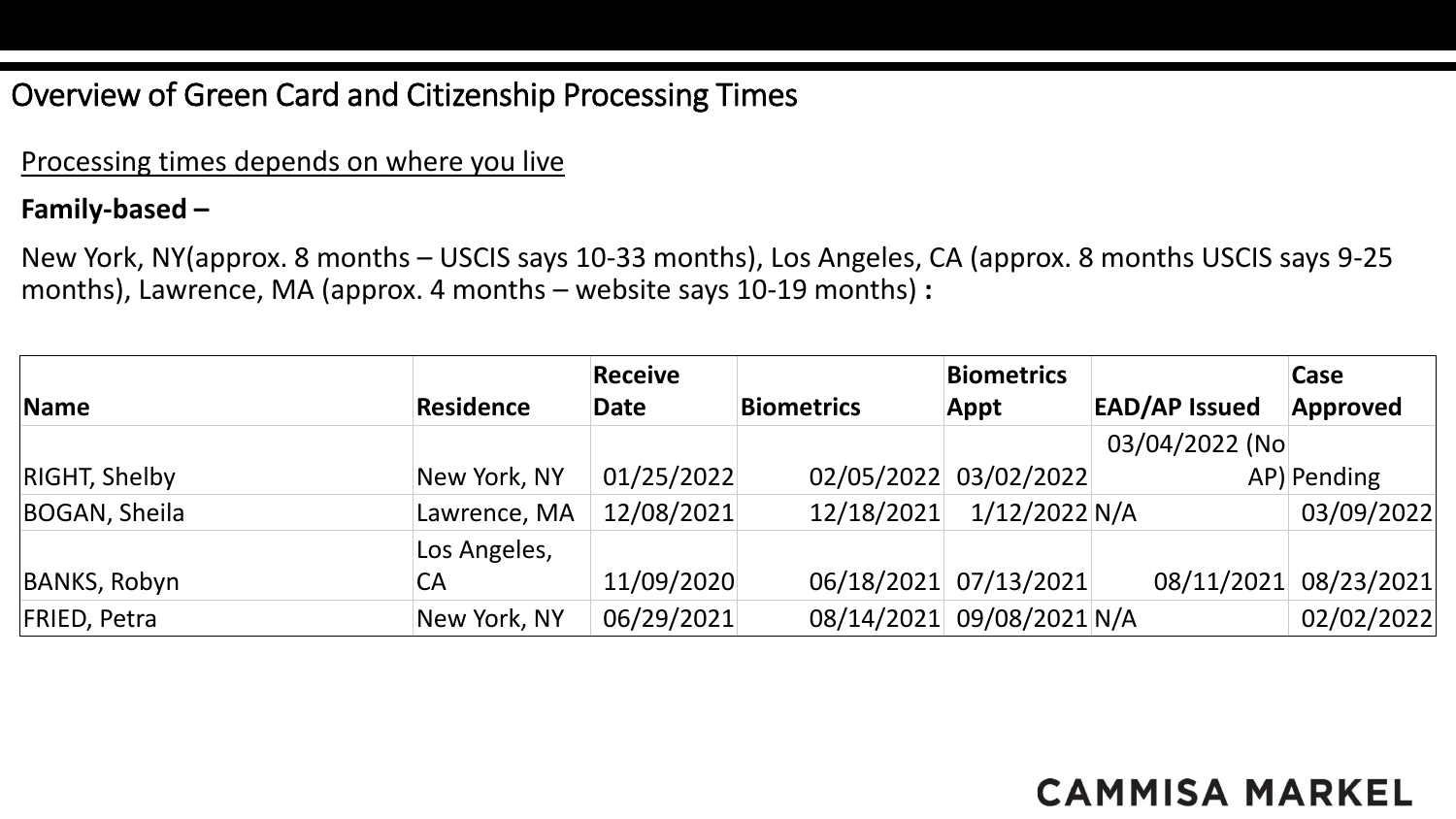# Overview of Green Card and Citizenship Processing Times

Processing times depends on where you live

**Family-based –**

New York, NY(approx. 8 months – USCIS says 10-33 months), Los Angeles, CA (approx. 8 months USCIS says 9-25 months), Lawrence, MA (approx. 4 months – website says 10-19 months) **:**

| Name | Residence | Receive Date | Biometrics | Biometrics Appt | EAD/AP Issued | Case Approved |
|---|---|---|---|---|---|---|
| RIGHT, Shelby | New York, NY | 01/25/2022 | 02/05/2022 | 03/02/2022 | 03/04/2022 (No AP) | Pending |
| BOGAN, Sheila | Lawrence, MA | 12/08/2021 | 12/18/2021 | 1/12/2022 | N/A | 03/09/2022 |
| BANKS, Robyn | Los Angeles, CA | 11/09/2020 | 06/18/2021 | 07/13/2021 | 08/11/2021 | 08/23/2021 |
| FRIED, Petra | New York, NY | 06/29/2021 | 08/14/2021 | 09/08/2021 | N/A | 02/02/2022 |

CAMMISA MARKEL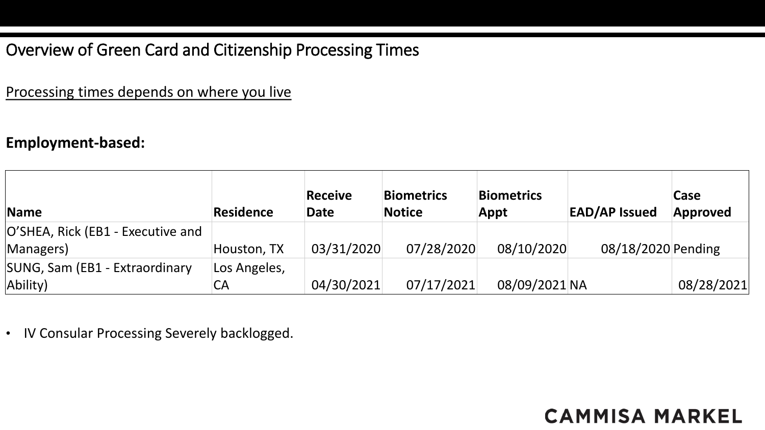# Overview of Green Card and Citizenship Processing Times

<u>Processing times depends on where you live</u>

**Employment-based:**

| Name | Residence | Receive Date | Biometrics Notice | Biometrics Appt | EAD/AP Issued | Case Approved |
|---|---|---|---|---|---|---|
| O'SHEA, Rick (EB1 - Executive and Managers) | Houston, TX | 03/31/2020 | 07/28/2020 | 08/10/2020 | 08/18/2020 | Pending |
| SUNG, Sam (EB1 - Extraordinary Ability) | Los Angeles, CA | 04/30/2021 | 07/17/2021 | 08/09/2021 | NA | 08/28/2021 |

- IV Consular Processing Severely backlogged.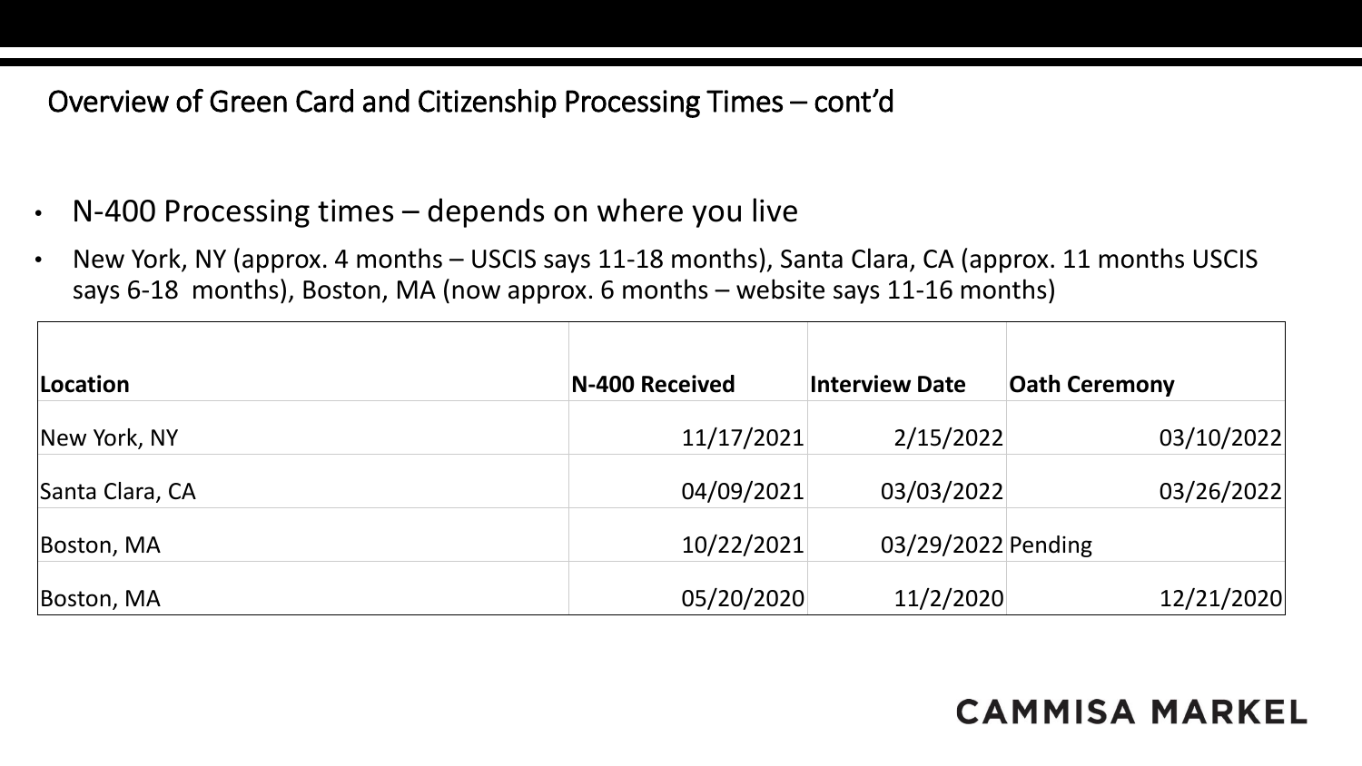## Overview of Green Card and Citizenship Processing Times – cont'd

- N-400 Processing times – depends on where you live
- New York, NY (approx. 4 months – USCIS says 11-18 months), Santa Clara, CA (approx. 11 months USCIS says 6-18 months), Boston, MA (now approx. 6 months – website says 11-16 months)

| Location | N-400 Received | Interview Date | Oath Ceremony |
|---|---|---|---|
| New York, NY | 11/17/2021 | 2/15/2022 | 03/10/2022 |
| Santa Clara, CA | 04/09/2021 | 03/03/2022 | 03/26/2022 |
| Boston, MA | 10/22/2021 | 03/29/2022 | Pending |
| Boston, MA | 05/20/2020 | 11/2/2020 | 12/21/2020 |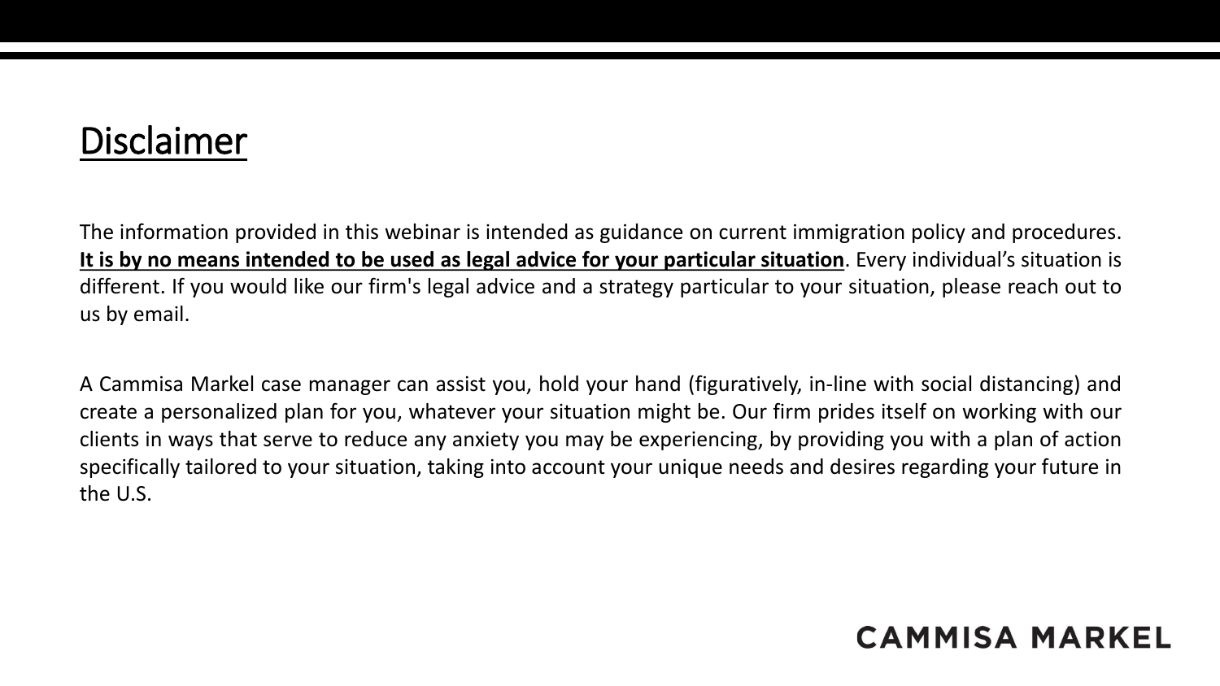# Disclaimer

The information provided in this webinar is intended as guidance on current immigration policy and procedures. **It is by no means intended to be used as legal advice for your particular situation**. Every individual's situation is different. If you would like our firm's legal advice and a strategy particular to your situation, please reach out to us by email.

A Cammisa Markel case manager can assist you, hold your hand (figuratively, in-line with social distancing) and create a personalized plan for you, whatever your situation might be. Our firm prides itself on working with our clients in ways that serve to reduce any anxiety you may be experiencing, by providing you with a plan of action specifically tailored to your situation, taking into account your unique needs and desires regarding your future in the U.S.

CAMMISA MARKEL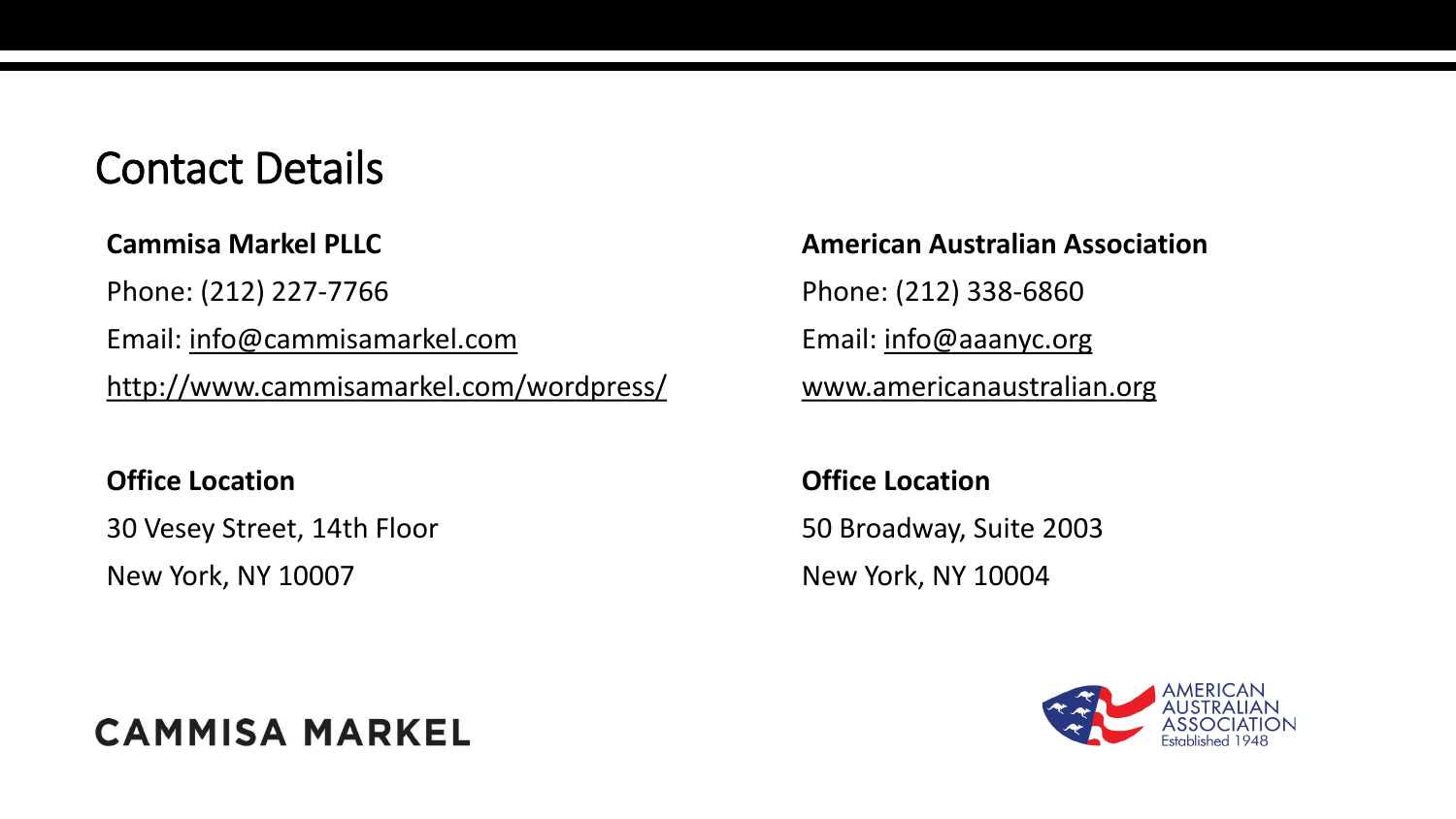# Contact Details

**Cammisa Markel PLLC**

Phone: (212) 227-7766

Email: info@cammisamarkel.com

http://www.cammisamarkel.com/wordpress/

**Office Location**

30 Vesey Street, 14th Floor

New York, NY 10007

**American Australian Association**

Phone: (212) 338-6860

Email: info@aaanyc.org

www.americanaustralian.org

**Office Location**

50 Broadway, Suite 2003

New York, NY 10004

CAMMISA MARKEL

AMERICAN AUSTRALIAN ASSOCIATION
Established 1948